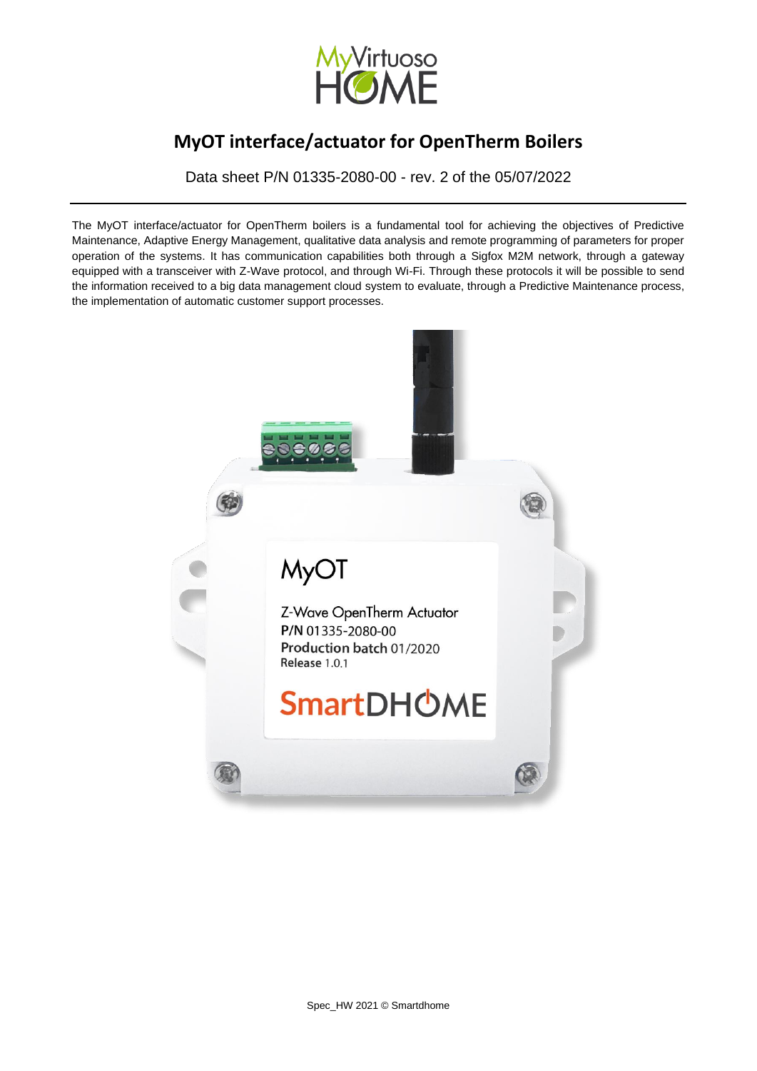# MyOT interface/actuator for OpenTherm Boilers

Data sheet P/N 01335-2080-00 - rev. 2 of the 05/07/2022

The MyOT interface/actuator for OpenTherm boilers is a fundamental tool for achieving the objectives of Predictive Maintenance, Adaptive Energy Management, qualitative data analysis and remote programming of parameters for proper operation of the systems. It has communication capabilities both through a Sigfox M2M network, through a gateway equipped with a transceiver with Z-Wave protocol, and through Wi-Fi. Through these protocols it will be possible to send the information received to a big data management cloud system to evaluate, through a Predictive Maintenance process, the implementation of automatic customer support processes.

Spec_HW 2021 © Smartdhome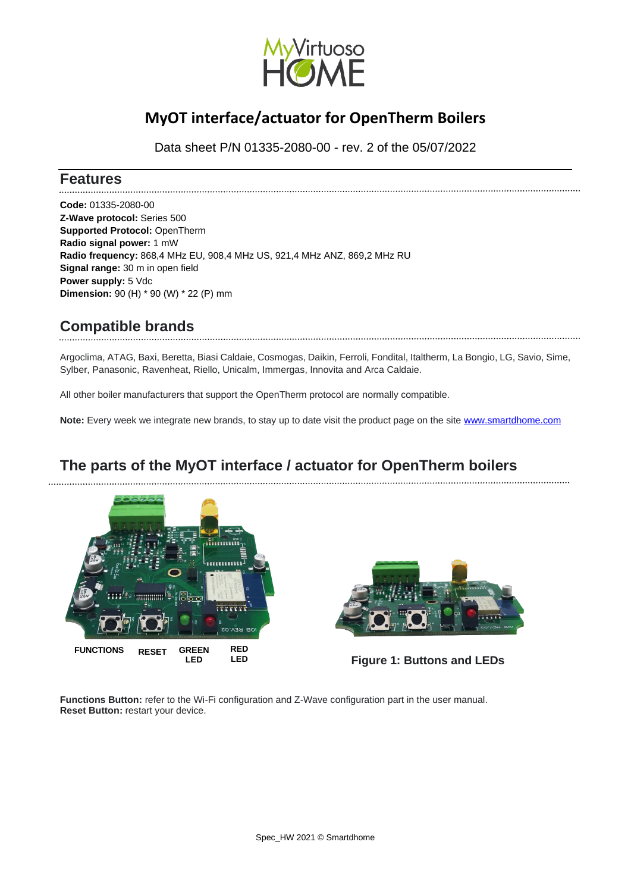# MyOT interface/actuator for OpenTherm Boilers

Data sheet P/N 01335-2080-00 - rev. 2 of the 05/07/2022

## Features

**Code:** 01335-2080-00
**Z-Wave protocol:** Series 500
**Supported Protocol:** OpenTherm
**Radio signal power:** 1 mW
**Radio frequency:** 868,4 MHz EU, 908,4 MHz US, 921,4 MHz ANZ, 869,2 MHz RU
**Signal range:** 30 m in open field
**Power supply:** 5 Vdc
**Dimension:** 90 (H) * 90 (W) * 22 (P) mm

## Compatible brands

Argoclima, ATAG, Baxi, Beretta, Biasi Caldaie, Cosmogas, Daikin, Ferroli, Fondital, Italtherm, La Bongio, LG, Savio, Sime, Sylber, Panasonic, Ravenheat, Riello, Unicalm, Immergas, Innovita and Arca Caldaie.

All other boiler manufacturers that support the OpenTherm protocol are normally compatible.

**Note:** Every week we integrate new brands, to stay up to date visit the product page on the site [www.smartdhome.com](www.smartdhome.com)

## The parts of the MyOT interface / actuator for OpenTherm boilers

FUNCTIONS RESET GREEN LED RED LED

Figure 1: Buttons and LEDs

**Functions Button:** refer to the Wi-Fi configuration and Z-Wave configuration part in the user manual.
**Reset Button:** restart your device.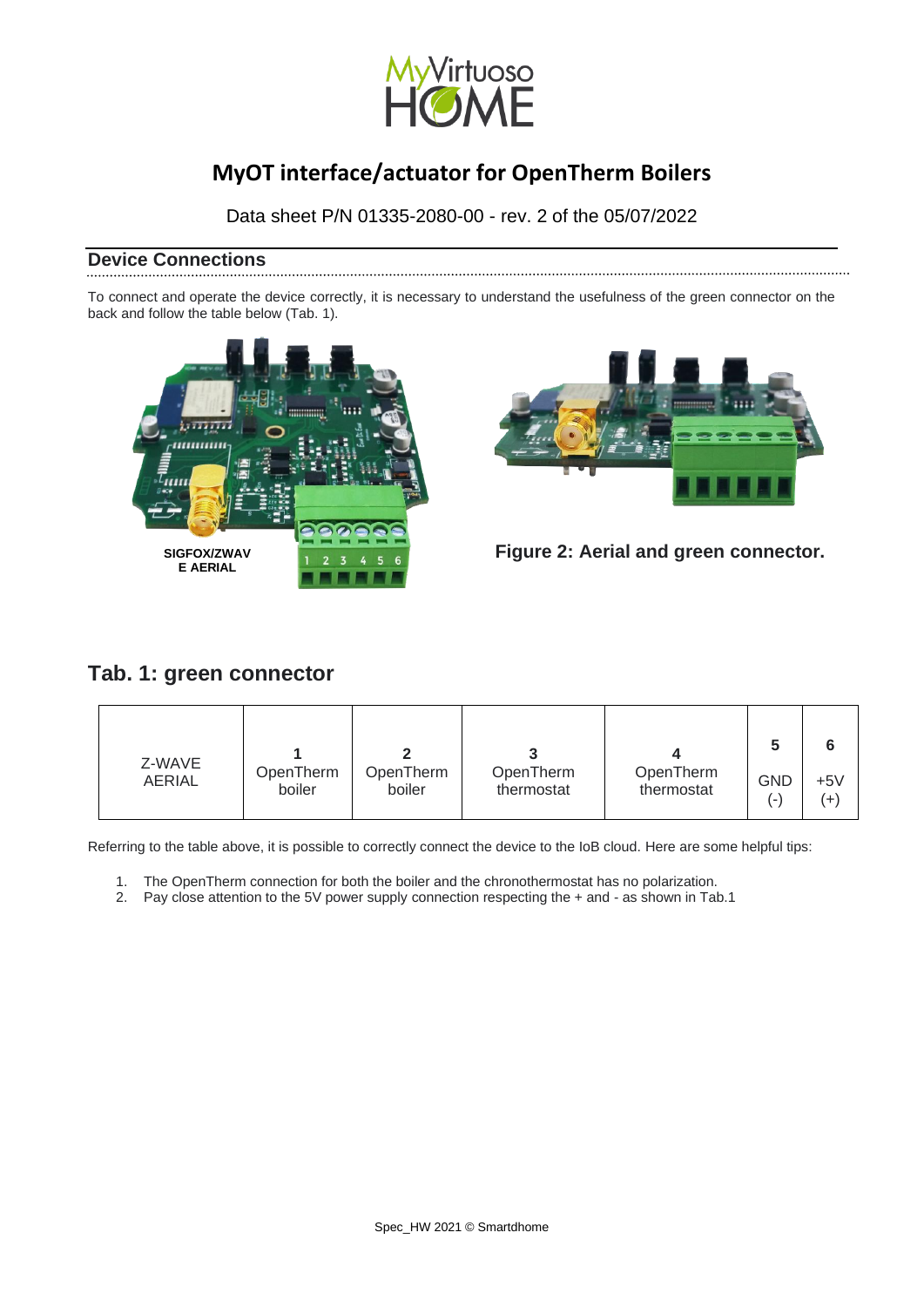# MyOT interface/actuator for OpenTherm Boilers

Data sheet P/N 01335-2080-00 - rev. 2 of the 05/07/2022

## Device Connections

To connect and operate the device correctly, it is necessary to understand the usefulness of the green connector on the back and follow the table below (Tab. 1).

SIGFOX/ZWAVE AERIAL

Figure 2: Aerial and green connector.

## Tab. 1: green connector

| Z-WAVE AERIAL | 1<br>OpenTherm boiler | 2<br>OpenTherm boiler | 3<br>OpenTherm thermostat | 4<br>OpenTherm thermostat | 5<br>GND (-) | 6<br>+5V (+) |
|---|---|---|---|---|---|---|

Referring to the table above, it is possible to correctly connect the device to the IoB cloud. Here are some helpful tips:

1. The OpenTherm connection for both the boiler and the chronothermostat has no polarization.
2. Pay close attention to the 5V power supply connection respecting the + and - as shown in Tab.1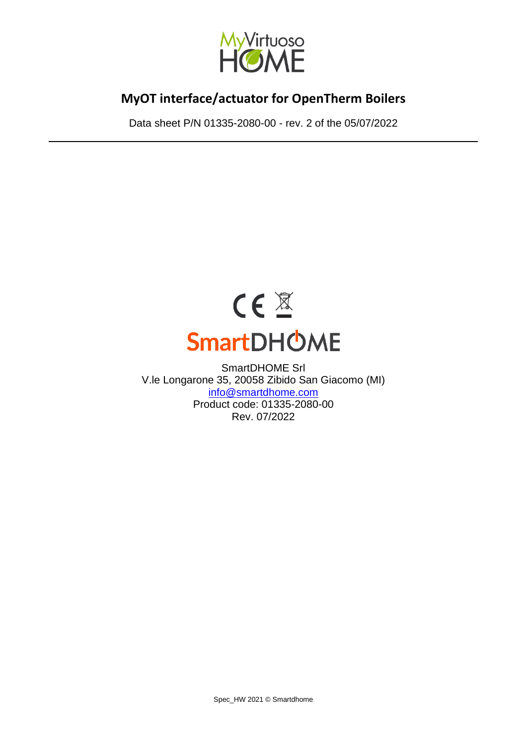# MyOT interface/actuator for OpenTherm Boilers

Data sheet P/N 01335-2080-00 - rev. 2 of the 05/07/2022

SmartDHOME Srl
V.le Longarone 35, 20058 Zibido San Giacomo (MI)
info@smartdhome.com
Product code: 01335-2080-00
Rev. 07/2022